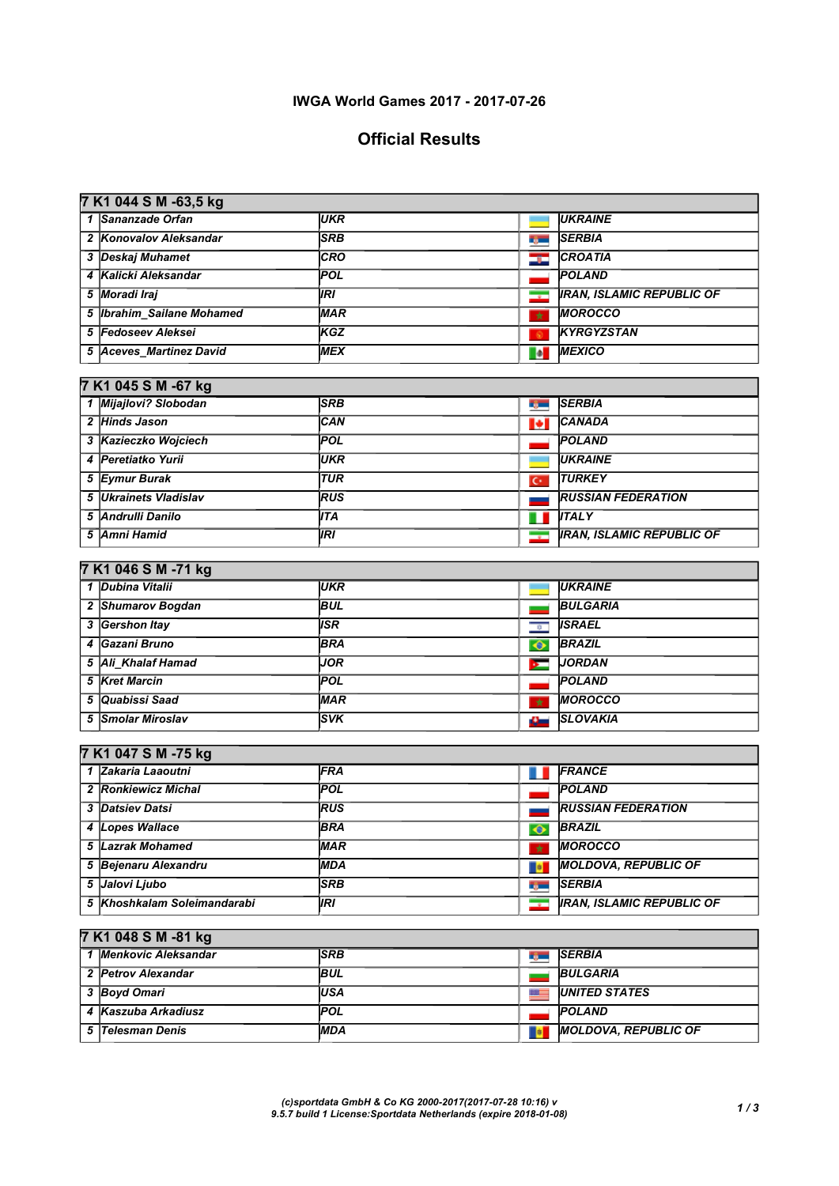# IWGA World Games 2017 - 2017-07-26

## Official Results

| 7 K1 044 S M -63,5 kg | | | |
|---|---|---|---|
| 1 | Sananzade Orfan | UKR | UKRAINE |
| 2 | Konovalov Aleksandar | SRB | SERBIA |
| 3 | Deskaj Muhamet | CRO | CROATIA |
| 4 | Kalicki Aleksandar | POL | POLAND |
| 5 | Moradi Iraj | IRI | IRAN, ISLAMIC REPUBLIC OF |
| 5 | Ibrahim_Sailane Mohamed | MAR | MOROCCO |
| 5 | Fedoseev Aleksei | KGZ | KYRGYZSTAN |
| 5 | Aceves_Martinez David | MEX | MEXICO |

| 7 K1 045 S M -67 kg | | | |
|---|---|---|---|
| 1 | Mijajlovi? Slobodan | SRB | SERBIA |
| 2 | Hinds Jason | CAN | CANADA |
| 3 | Kazieczko Wojciech | POL | POLAND |
| 4 | Peretiatko Yurii | UKR | UKRAINE |
| 5 | Eymur Burak | TUR | TURKEY |
| 5 | Ukrainets Vladislav | RUS | RUSSIAN FEDERATION |
| 5 | Andrulli Danilo | ITA | ITALY |
| 5 | Amni Hamid | IRI | IRAN, ISLAMIC REPUBLIC OF |

| 7 K1 046 S M -71 kg | | | |
|---|---|---|---|
| 1 | Dubina Vitalii | UKR | UKRAINE |
| 2 | Shumarov Bogdan | BUL | BULGARIA |
| 3 | Gershon Itay | ISR | ISRAEL |
| 4 | Gazani Bruno | BRA | BRAZIL |
| 5 | Ali_Khalaf Hamad | JOR | JORDAN |
| 5 | Kret Marcin | POL | POLAND |
| 5 | Quabissi Saad | MAR | MOROCCO |
| 5 | Smolar Miroslav | SVK | SLOVAKIA |

| 7 K1 047 S M -75 kg | | | |
|---|---|---|---|
| 1 | Zakaria Laaoutni | FRA | FRANCE |
| 2 | Ronkiewicz Michal | POL | POLAND |
| 3 | Datsiev Datsi | RUS | RUSSIAN FEDERATION |
| 4 | Lopes Wallace | BRA | BRAZIL |
| 5 | Lazrak Mohamed | MAR | MOROCCO |
| 5 | Bejenaru Alexandru | MDA | MOLDOVA, REPUBLIC OF |
| 5 | Jalovi Ljubo | SRB | SERBIA |
| 5 | Khoshkalam Soleimandarabi | IRI | IRAN, ISLAMIC REPUBLIC OF |

| 7 K1 048 S M -81 kg | | | |
|---|---|---|---|
| 1 | Menkovic Aleksandar | SRB | SERBIA |
| 2 | Petrov Alexandar | BUL | BULGARIA |
| 3 | Boyd Omari | USA | UNITED STATES |
| 4 | Kaszuba Arkadiusz | POL | POLAND |
| 5 | Telesman Denis | MDA | MOLDOVA, REPUBLIC OF |

(c)sportdata GmbH & Co KG 2000-2017(2017-07-28 10:16) v 9.5.7 build 1 License:Sportdata Netherlands (expire 2018-01-08)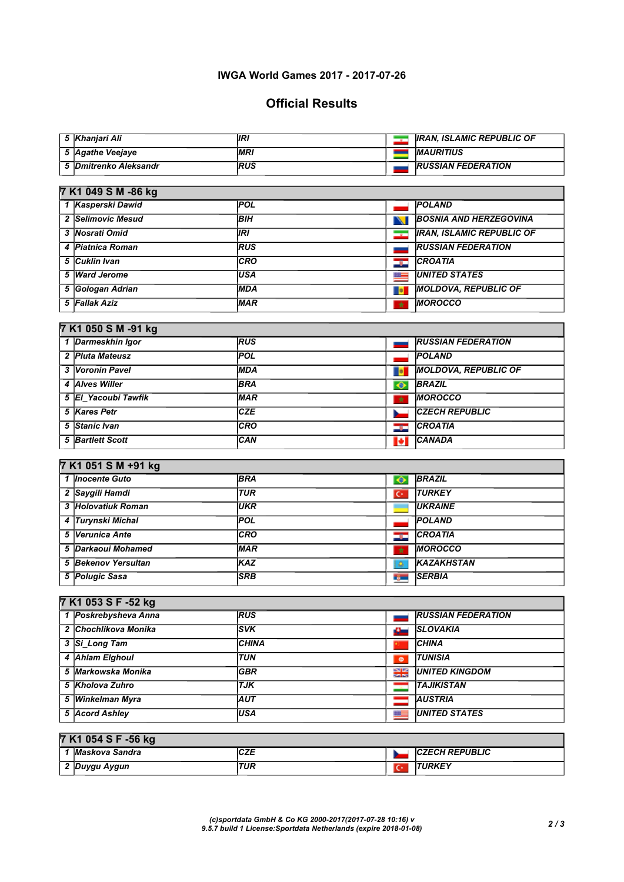## IWGA World Games 2017 - 2017-07-26

## Official Results

| | | | |
|---|---|---|---|
| 5 | Khanjari Ali | IRI | IRAN, ISLAMIC REPUBLIC OF |
| 5 | Agathe Veejaye | MRI | MAURITIUS |
| 5 | Dmitrenko Aleksandr | RUS | RUSSIAN FEDERATION |

### 7 K1 049 S M -86 kg

| | | | |
|---|---|---|---|
| 1 | Kasperski Dawid | POL | POLAND |
| 2 | Selimovic Mesud | BIH | BOSNIA AND HERZEGOVINA |
| 3 | Nosrati Omid | IRI | IRAN, ISLAMIC REPUBLIC OF |
| 4 | Piatnica Roman | RUS | RUSSIAN FEDERATION |
| 5 | Cuklin Ivan | CRO | CROATIA |
| 5 | Ward Jerome | USA | UNITED STATES |
| 5 | Gologan Adrian | MDA | MOLDOVA, REPUBLIC OF |
| 5 | Fallak Aziz | MAR | MOROCCO |

### 7 K1 050 S M -91 kg

| | | | |
|---|---|---|---|
| 1 | Darmeskhin Igor | RUS | RUSSIAN FEDERATION |
| 2 | Pluta Mateusz | POL | POLAND |
| 3 | Voronin Pavel | MDA | MOLDOVA, REPUBLIC OF |
| 4 | Alves Willer | BRA | BRAZIL |
| 5 | El_Yacoubi Tawfik | MAR | MOROCCO |
| 5 | Kares Petr | CZE | CZECH REPUBLIC |
| 5 | Stanic Ivan | CRO | CROATIA |
| 5 | Bartlett Scott | CAN | CANADA |

### 7 K1 051 S M +91 kg

| | | | |
|---|---|---|---|
| 1 | Inocente Guto | BRA | BRAZIL |
| 2 | Saygili Hamdi | TUR | TURKEY |
| 3 | Holovatiuk Roman | UKR | UKRAINE |
| 4 | Turynski Michal | POL | POLAND |
| 5 | Verunica Ante | CRO | CROATIA |
| 5 | Darkaoui Mohamed | MAR | MOROCCO |
| 5 | Bekenov Yersultan | KAZ | KAZAKHSTAN |
| 5 | Polugic Sasa | SRB | SERBIA |

### 7 K1 053 S F -52 kg

| | | | |
|---|---|---|---|
| 1 | Poskrebysheva Anna | RUS | RUSSIAN FEDERATION |
| 2 | Chochlikova Monika | SVK | SLOVAKIA |
| 3 | Si_Long Tam | CHINA | CHINA |
| 4 | Ahlam Elghoul | TUN | TUNISIA |
| 5 | Markowska Monika | GBR | UNITED KINGDOM |
| 5 | Kholova Zuhro | TJK | TAJIKISTAN |
| 5 | Winkelman Myra | AUT | AUSTRIA |
| 5 | Acord Ashley | USA | UNITED STATES |

### 7 K1 054 S F -56 kg

| | | | |
|---|---|---|---|
| 1 | Maskova Sandra | CZE | CZECH REPUBLIC |
| 2 | Duygu Aygun | TUR | TURKEY |

(c)sportdata GmbH & Co KG 2000-2017(2017-07-28 10:16) v 9.5.7 build 1 License:Sportdata Netherlands (expire 2018-01-08)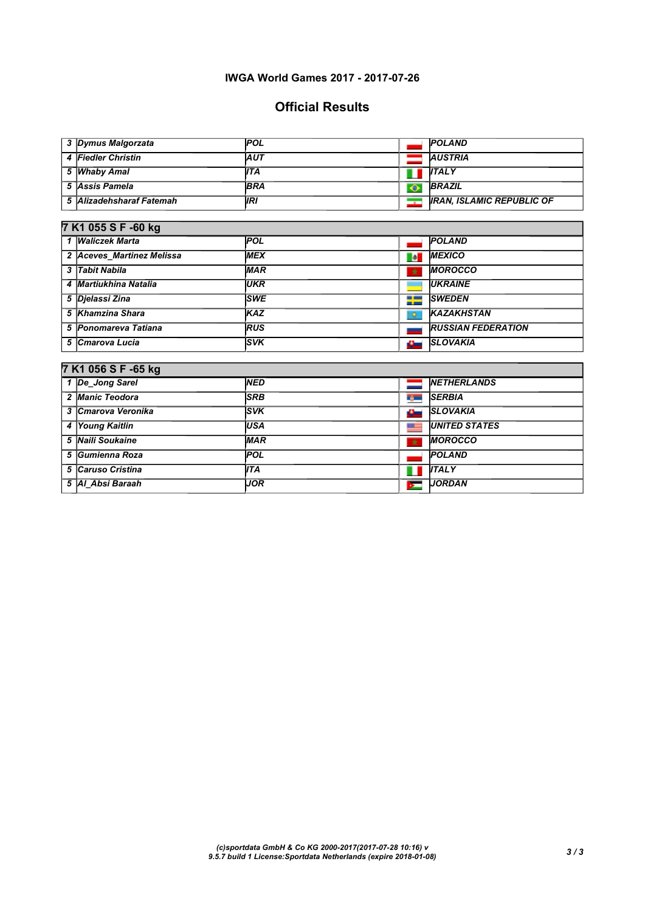## IWGA World Games 2017 - 2017-07-26

# Official Results

| | | | |
|---|---|---|---|
| 3 | Dymus Malgorzata | POL | POLAND |
| 4 | Fiedler Christin | AUT | AUSTRIA |
| 5 | Whaby Amal | ITA | ITALY |
| 5 | Assis Pamela | BRA | BRAZIL |
| 5 | Alizadehsharaf Fatemah | IRI | IRAN, ISLAMIC REPUBLIC OF |

### 7 K1 055 S F -60 kg

| | | | |
|---|---|---|---|
| 1 | Waliczek Marta | POL | POLAND |
| 2 | Aceves_Martinez Melissa | MEX | MEXICO |
| 3 | Tabit Nabila | MAR | MOROCCO |
| 4 | Martiukhina Natalia | UKR | UKRAINE |
| 5 | Djelassi Zina | SWE | SWEDEN |
| 5 | Khamzina Shara | KAZ | KAZAKHSTAN |
| 5 | Ponomareva Tatiana | RUS | RUSSIAN FEDERATION |
| 5 | Cmarova Lucia | SVK | SLOVAKIA |

### 7 K1 056 S F -65 kg

| | | | |
|---|---|---|---|
| 1 | De_Jong Sarel | NED | NETHERLANDS |
| 2 | Manic Teodora | SRB | SERBIA |
| 3 | Cmarova Veronika | SVK | SLOVAKIA |
| 4 | Young Kaitlin | USA | UNITED STATES |
| 5 | Naili Soukaine | MAR | MOROCCO |
| 5 | Gumienna Roza | POL | POLAND |
| 5 | Caruso Cristina | ITA | ITALY |
| 5 | Al_Absi Baraah | JOR | JORDAN |

*(c)sportdata GmbH & Co KG 2000-2017(2017-07-28 10:16) v 9.5.7 build 1 License:Sportdata Netherlands (expire 2018-01-08)*